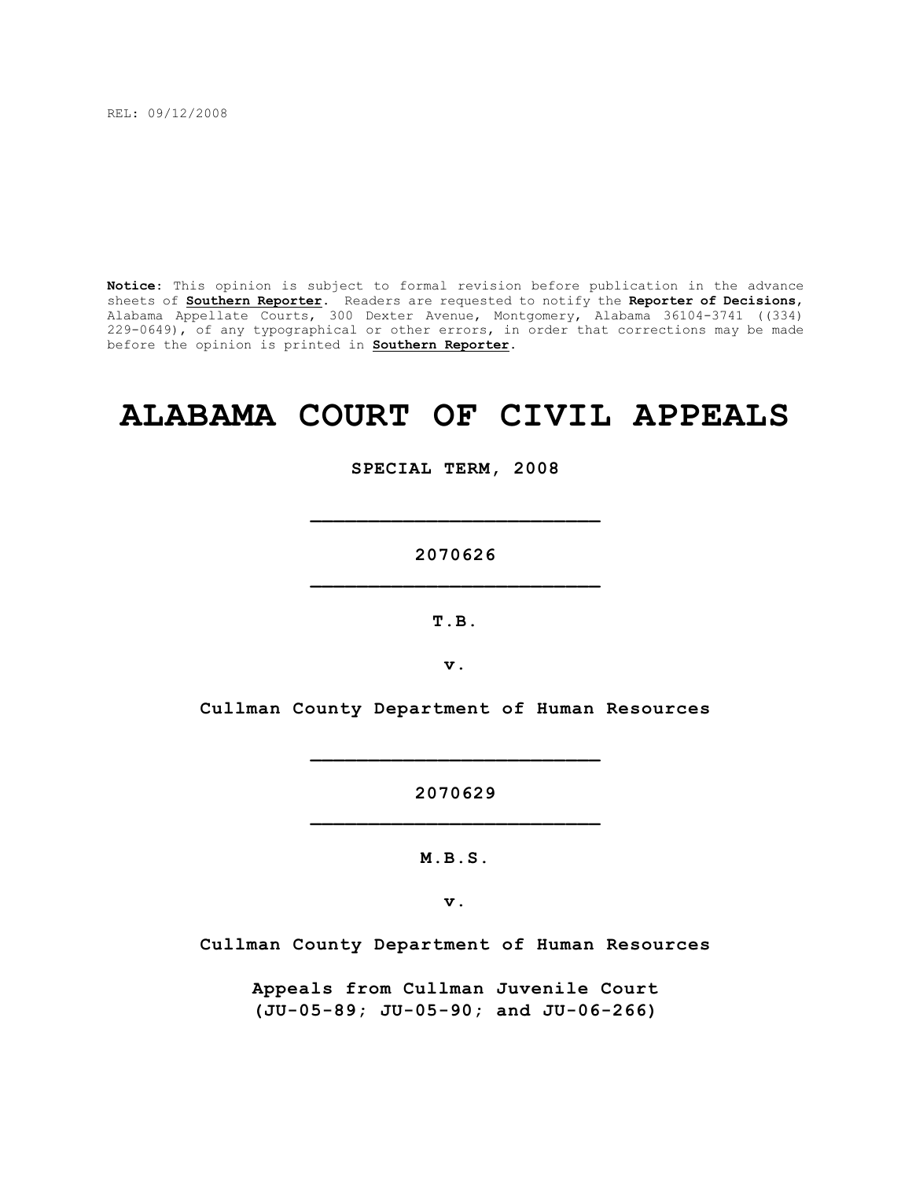REL: 09/12/2008

**Notice**: This opinion is subject to formal revision before publication in the advance sheets of **Southern Reporter**. Readers are requested to notify the **Reporter of Decisions**, Alabama Appellate Courts, 300 Dexter Avenue, Montgomery, Alabama 36104-3741 ((334) 229-0649), of any typographical or other errors, in order that corrections may be made before the opinion is printed in **Southern Reporter**.

# ALABAMA COURT OF CIVIL APPEALS

**SPECIAL TERM, 2008**

---

**2070626**

---

**T.B.**

**v.**

**Cullman County Department of Human Resources**

---

**2070629**

---

**M.B.S.**

**v.**

**Cullman County Department of Human Resources**

**Appeals from Cullman Juvenile Court**
**(JU-05-89; JU-05-90; and JU-06-266)**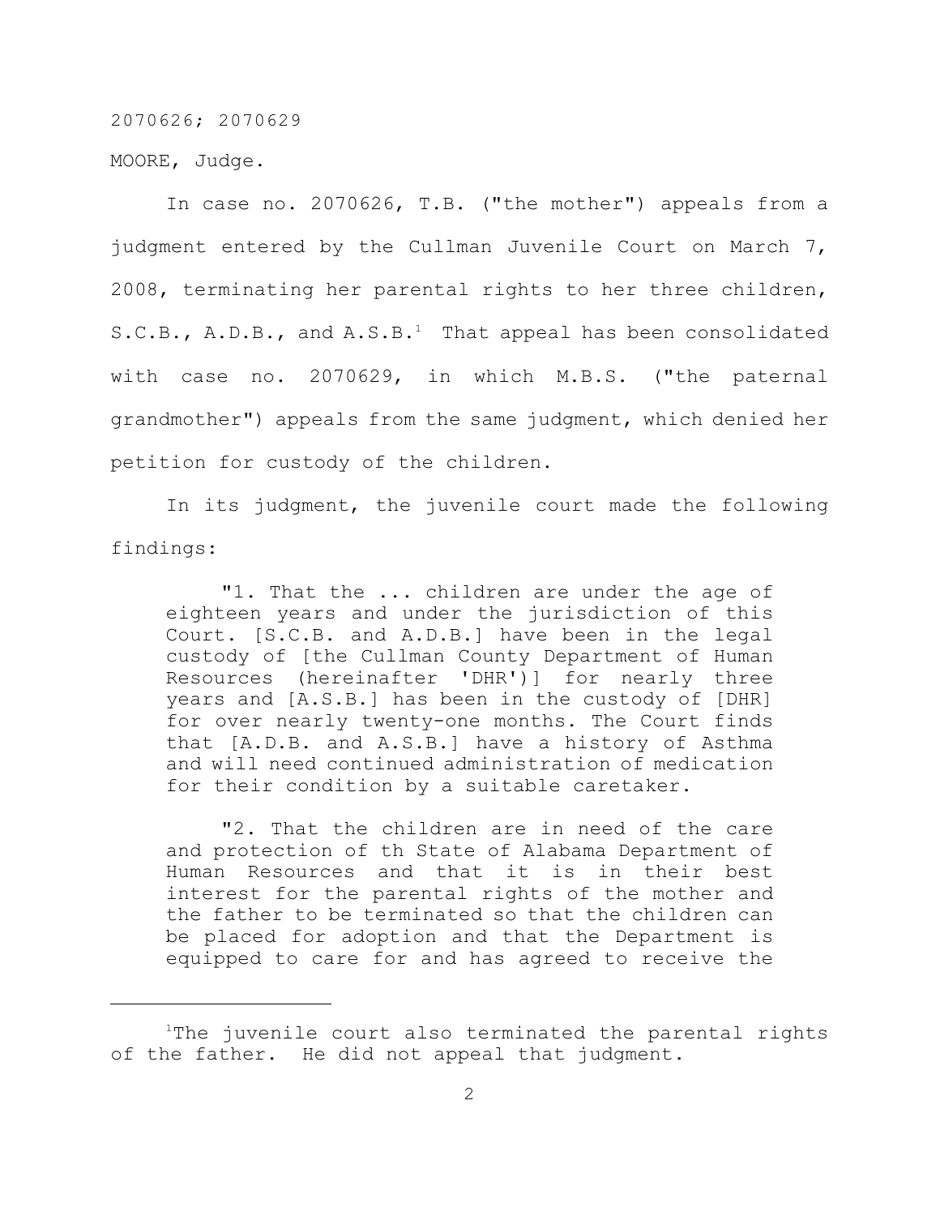2070626; 2070629

MOORE, Judge.

In case no. 2070626, T.B. ("the mother") appeals from a judgment entered by the Cullman Juvenile Court on March 7, 2008, terminating her parental rights to her three children, S.C.B., A.D.B., and A.S.B.[1] That appeal has been consolidated with case no. 2070629, in which M.B.S. ("the paternal grandmother") appeals from the same judgment, which denied her petition for custody of the children.

In its judgment, the juvenile court made the following findings:

> "1. That the ... children are under the age of eighteen years and under the jurisdiction of this Court. [S.C.B. and A.D.B.] have been in the legal custody of [the Cullman County Department of Human Resources (hereinafter 'DHR')] for nearly three years and [A.S.B.] has been in the custody of [DHR] for over nearly twenty-one months. The Court finds that [A.D.B. and A.S.B.] have a history of Asthma and will need continued administration of medication for their condition by a suitable caretaker.
>
> "2. That the children are in need of the care and protection of th State of Alabama Department of Human Resources and that it is in their best interest for the parental rights of the mother and the father to be terminated so that the children can be placed for adoption and that the Department is equipped to care for and has agreed to receive the

[1] The juvenile court also terminated the parental rights of the father. He did not appeal that judgment.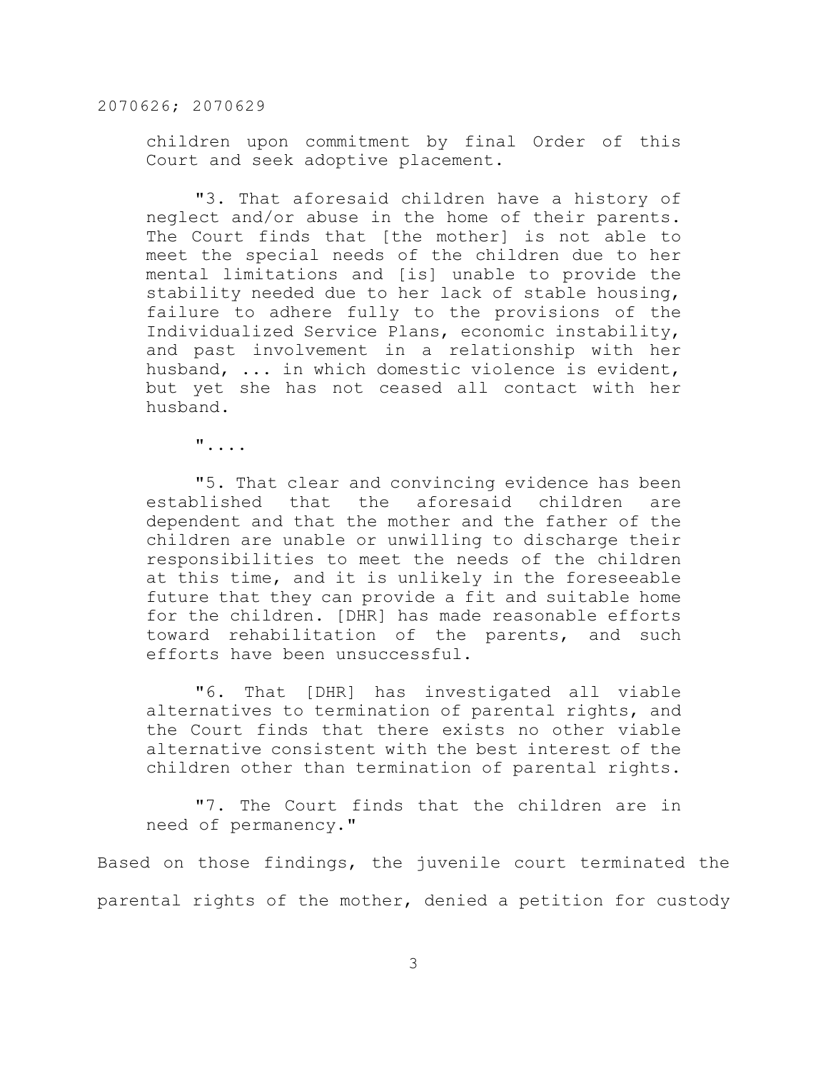children upon commitment by final Order of this Court and seek adoptive placement.

"3. That aforesaid children have a history of neglect and/or abuse in the home of their parents. The Court finds that [the mother] is not able to meet the special needs of the children due to her mental limitations and [is] unable to provide the stability needed due to her lack of stable housing, failure to adhere fully to the provisions of the Individualized Service Plans, economic instability, and past involvement in a relationship with her husband, ... in which domestic violence is evident, but yet she has not ceased all contact with her husband.

"....

"5. That clear and convincing evidence has been established that the aforesaid children are dependent and that the mother and the father of the children are unable or unwilling to discharge their responsibilities to meet the needs of the children at this time, and it is unlikely in the foreseeable future that they can provide a fit and suitable home for the children. [DHR] has made reasonable efforts toward rehabilitation of the parents, and such efforts have been unsuccessful.

"6. That [DHR] has investigated all viable alternatives to termination of parental rights, and the Court finds that there exists no other viable alternative consistent with the best interest of the children other than termination of parental rights.

"7. The Court finds that the children are in need of permanency."

Based on those findings, the juvenile court terminated the parental rights of the mother, denied a petition for custody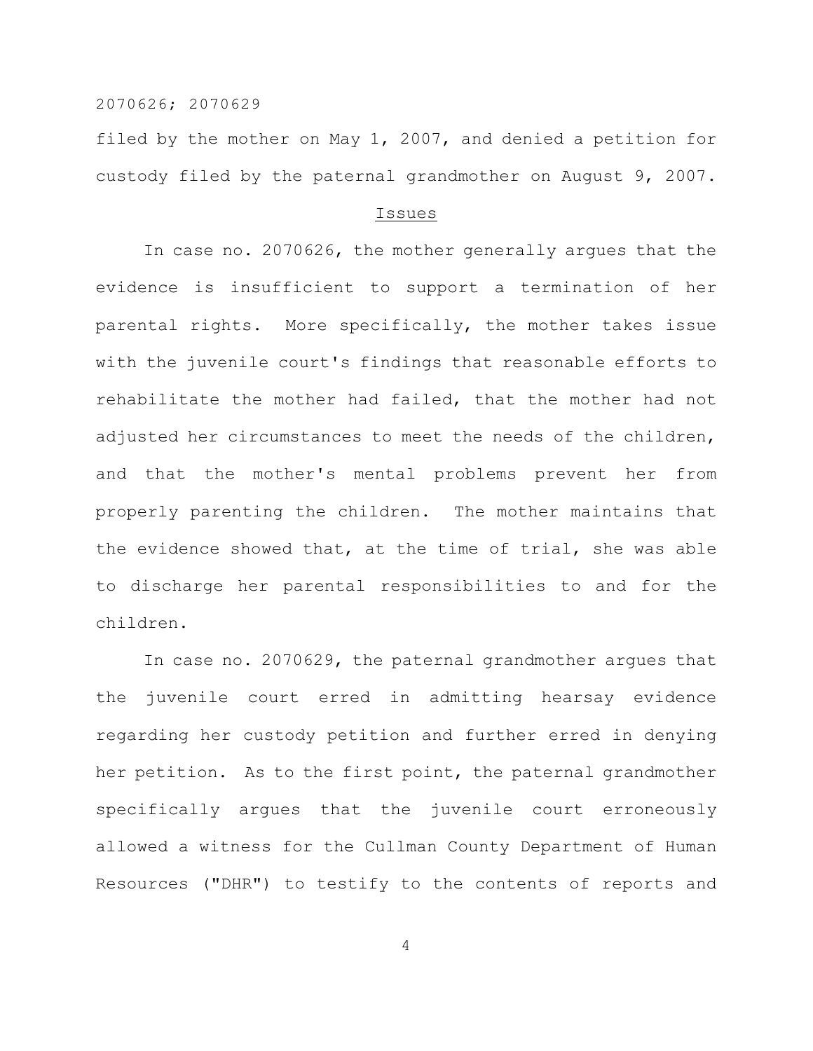filed by the mother on May 1, 2007, and denied a petition for custody filed by the paternal grandmother on August 9, 2007.

## Issues

In case no. 2070626, the mother generally argues that the evidence is insufficient to support a termination of her parental rights. More specifically, the mother takes issue with the juvenile court's findings that reasonable efforts to rehabilitate the mother had failed, that the mother had not adjusted her circumstances to meet the needs of the children, and that the mother's mental problems prevent her from properly parenting the children. The mother maintains that the evidence showed that, at the time of trial, she was able to discharge her parental responsibilities to and for the children.

In case no. 2070629, the paternal grandmother argues that the juvenile court erred in admitting hearsay evidence regarding her custody petition and further erred in denying her petition. As to the first point, the paternal grandmother specifically argues that the juvenile court erroneously allowed a witness for the Cullman County Department of Human Resources ("DHR") to testify to the contents of reports and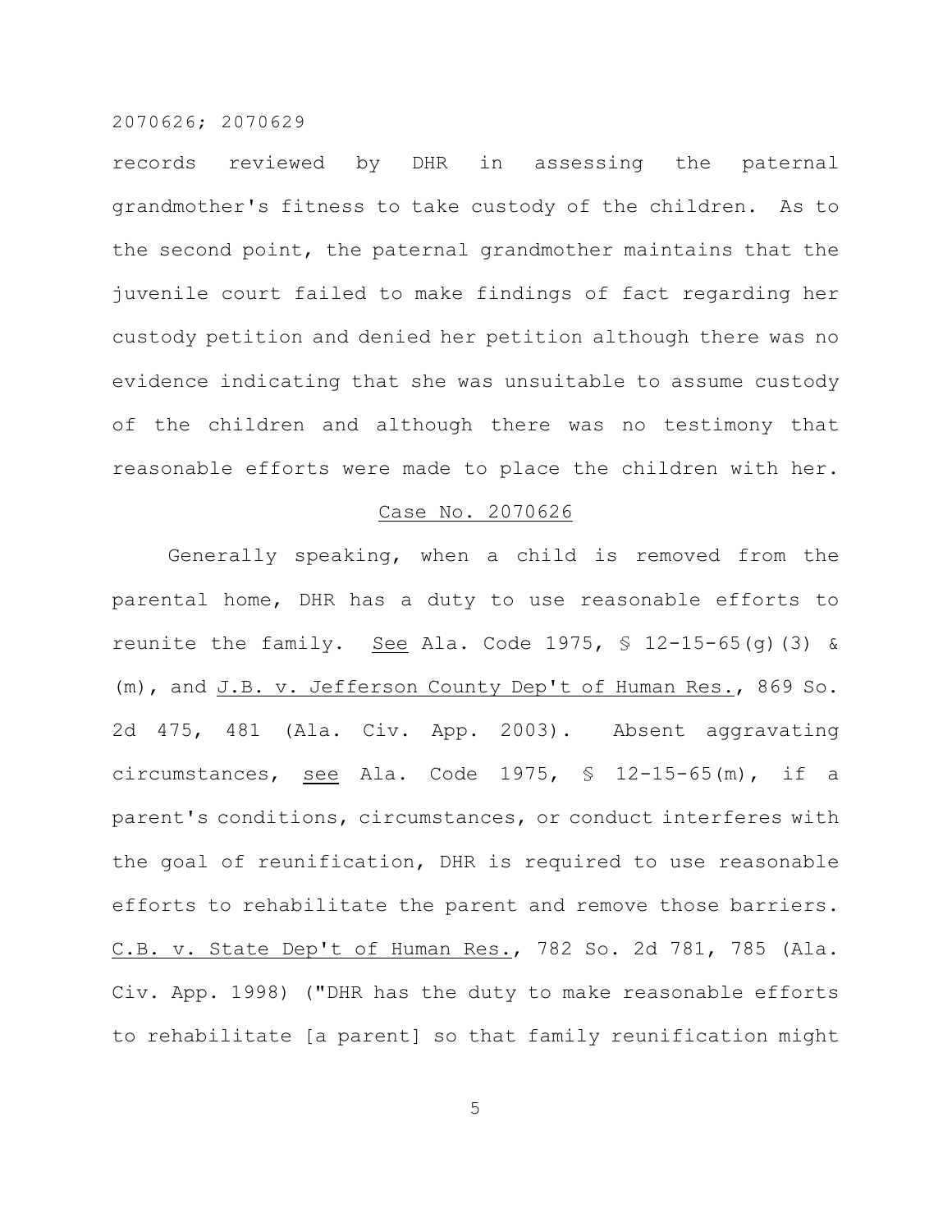records reviewed by DHR in assessing the paternal grandmother's fitness to take custody of the children. As to the second point, the paternal grandmother maintains that the juvenile court failed to make findings of fact regarding her custody petition and denied her petition although there was no evidence indicating that she was unsuitable to assume custody of the children and although there was no testimony that reasonable efforts were made to place the children with her.

<u>Case No. 2070626</u>

Generally speaking, when a child is removed from the parental home, DHR has a duty to use reasonable efforts to reunite the family. <u>See</u> Ala. Code 1975, § 12-15-65(g)(3) & (m), and <u>J.B. v. Jefferson County Dep't of Human Res.</u>, 869 So. 2d 475, 481 (Ala. Civ. App. 2003). Absent aggravating circumstances, <u>see</u> Ala. Code 1975, § 12-15-65(m), if a parent's conditions, circumstances, or conduct interferes with the goal of reunification, DHR is required to use reasonable efforts to rehabilitate the parent and remove those barriers. <u>C.B. v. State Dep't of Human Res.</u>, 782 So. 2d 781, 785 (Ala. Civ. App. 1998) ("DHR has the duty to make reasonable efforts to rehabilitate [a parent] so that family reunification might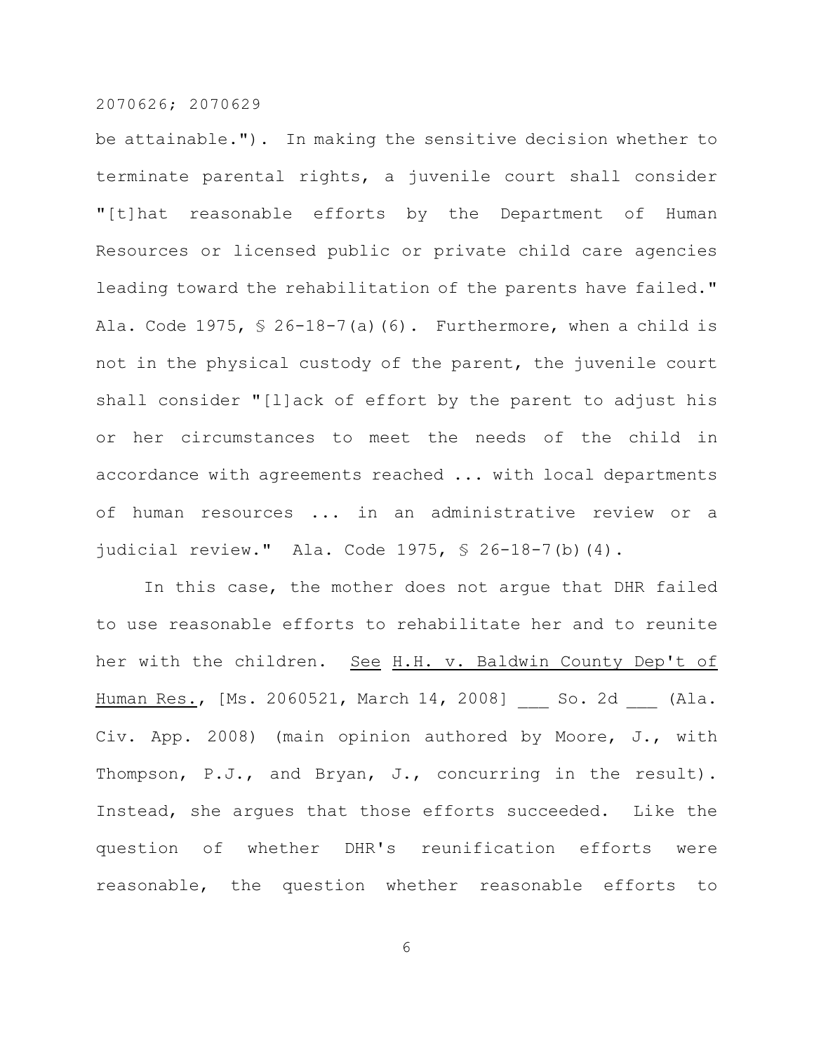be attainable."). In making the sensitive decision whether to terminate parental rights, a juvenile court shall consider "[t]hat reasonable efforts by the Department of Human Resources or licensed public or private child care agencies leading toward the rehabilitation of the parents have failed." Ala. Code 1975, § 26-18-7(a)(6). Furthermore, when a child is not in the physical custody of the parent, the juvenile court shall consider "[l]ack of effort by the parent to adjust his or her circumstances to meet the needs of the child in accordance with agreements reached ... with local departments of human resources ... in an administrative review or a judicial review." Ala. Code 1975, § 26-18-7(b)(4).

In this case, the mother does not argue that DHR failed to use reasonable efforts to rehabilitate her and to reunite her with the children. See H.H. v. Baldwin County Dep't of Human Res., [Ms. 2060521, March 14, 2008] ___ So. 2d ___ (Ala. Civ. App. 2008) (main opinion authored by Moore, J., with Thompson, P.J., and Bryan, J., concurring in the result). Instead, she argues that those efforts succeeded. Like the question of whether DHR's reunification efforts were reasonable, the question whether reasonable efforts to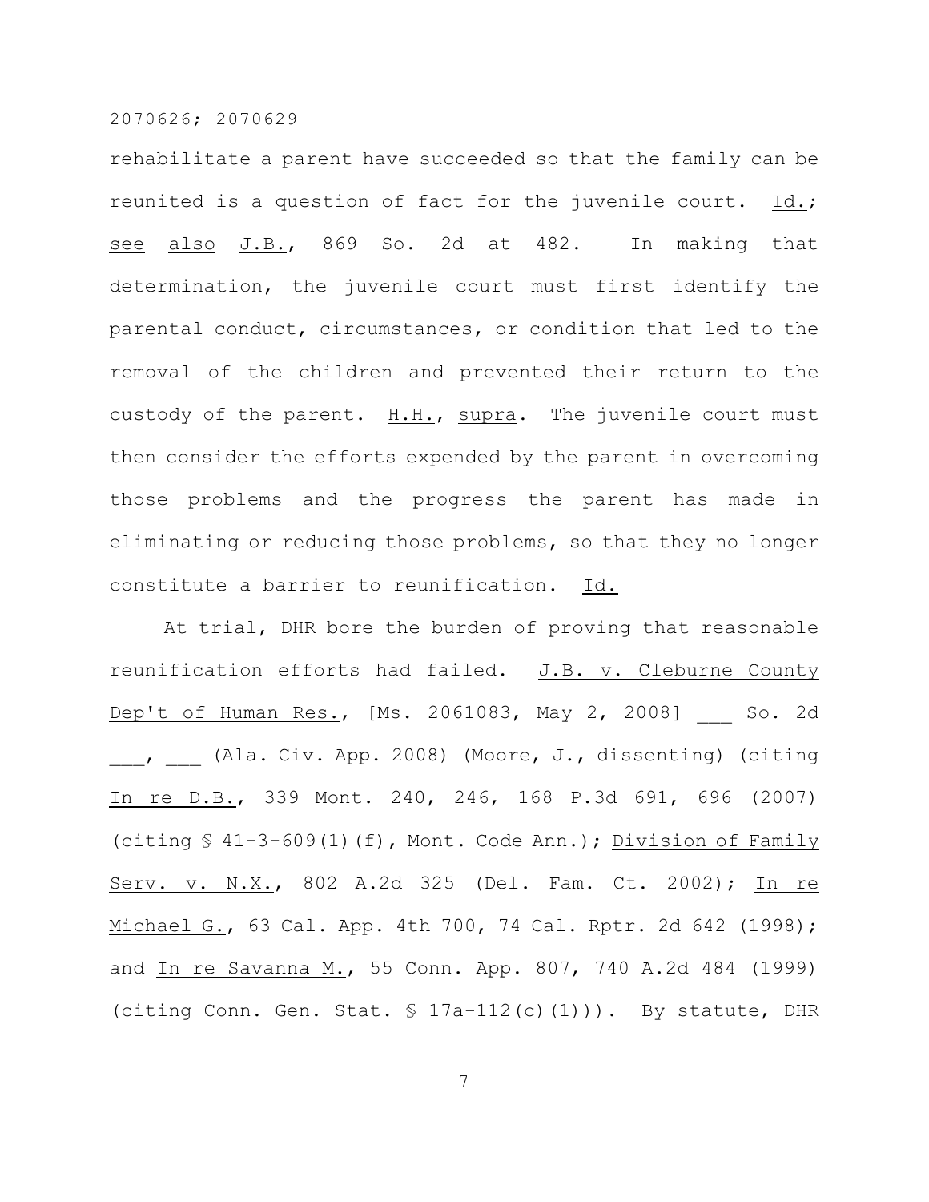rehabilitate a parent have succeeded so that the family can be reunited is a question of fact for the juvenile court. Id.; see also J.B., 869 So. 2d at 482. In making that determination, the juvenile court must first identify the parental conduct, circumstances, or condition that led to the removal of the children and prevented their return to the custody of the parent. H.H., supra. The juvenile court must then consider the efforts expended by the parent in overcoming those problems and the progress the parent has made in eliminating or reducing those problems, so that they no longer constitute a barrier to reunification. Id.

At trial, DHR bore the burden of proving that reasonable reunification efforts had failed. J.B. v. Cleburne County Dep't of Human Res., [Ms. 2061083, May 2, 2008] ___ So. 2d ___, ___ (Ala. Civ. App. 2008) (Moore, J., dissenting) (citing In re D.B., 339 Mont. 240, 246, 168 P.3d 691, 696 (2007) (citing § 41-3-609(1)(f), Mont. Code Ann.); Division of Family Serv. v. N.X., 802 A.2d 325 (Del. Fam. Ct. 2002); In re Michael G., 63 Cal. App. 4th 700, 74 Cal. Rptr. 2d 642 (1998); and In re Savanna M., 55 Conn. App. 807, 740 A.2d 484 (1999) (citing Conn. Gen. Stat. § 17a-112(c)(1))). By statute, DHR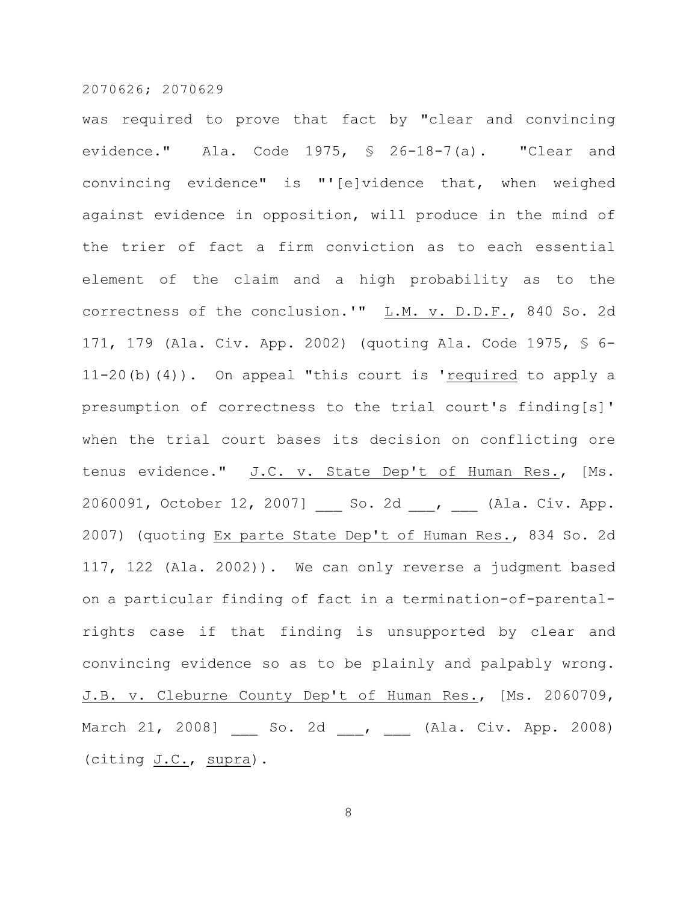was required to prove that fact by "clear and convincing evidence." Ala. Code 1975, § 26-18-7(a). "Clear and convincing evidence" is "'[e]vidence that, when weighed against evidence in opposition, will produce in the mind of the trier of fact a firm conviction as to each essential element of the claim and a high probability as to the correctness of the conclusion.'" L.M. v. D.D.F., 840 So. 2d 171, 179 (Ala. Civ. App. 2002) (quoting Ala. Code 1975, § 6-11-20(b)(4)). On appeal "this court is 'required to apply a presumption of correctness to the trial court's finding[s]' when the trial court bases its decision on conflicting ore tenus evidence." J.C. v. State Dep't of Human Res., [Ms. 2060091, October 12, 2007] ___ So. 2d ___, ___ (Ala. Civ. App. 2007) (quoting Ex parte State Dep't of Human Res., 834 So. 2d 117, 122 (Ala. 2002)). We can only reverse a judgment based on a particular finding of fact in a termination-of-parental-rights case if that finding is unsupported by clear and convincing evidence so as to be plainly and palpably wrong. J.B. v. Cleburne County Dep't of Human Res., [Ms. 2060709, March 21, 2008] ___ So. 2d ___, ___ (Ala. Civ. App. 2008) (citing J.C., supra).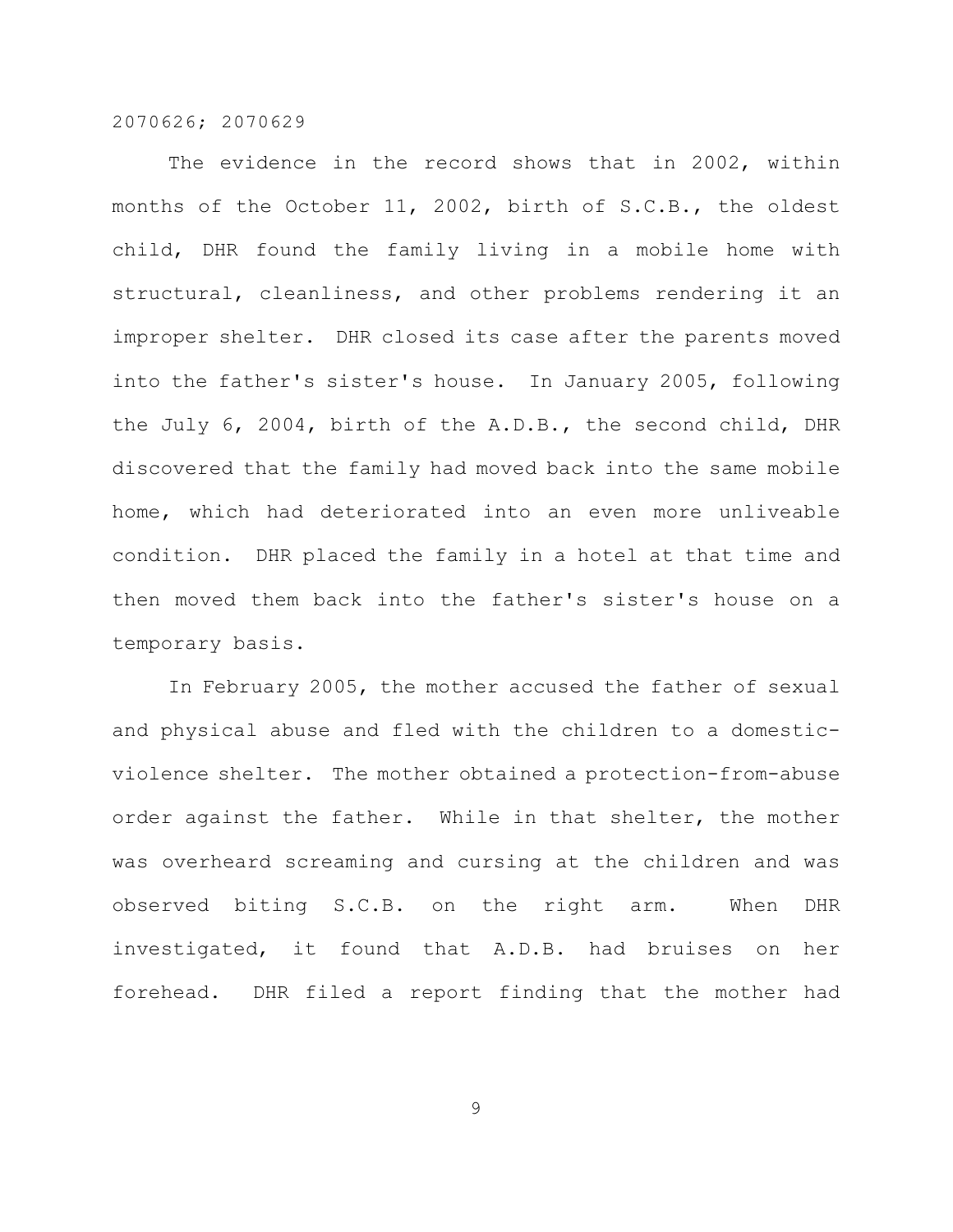The evidence in the record shows that in 2002, within months of the October 11, 2002, birth of S.C.B., the oldest child, DHR found the family living in a mobile home with structural, cleanliness, and other problems rendering it an improper shelter. DHR closed its case after the parents moved into the father's sister's house. In January 2005, following the July 6, 2004, birth of the A.D.B., the second child, DHR discovered that the family had moved back into the same mobile home, which had deteriorated into an even more unliveable condition. DHR placed the family in a hotel at that time and then moved them back into the father's sister's house on a temporary basis.

In February 2005, the mother accused the father of sexual and physical abuse and fled with the children to a domestic-violence shelter. The mother obtained a protection-from-abuse order against the father. While in that shelter, the mother was overheard screaming and cursing at the children and was observed biting S.C.B. on the right arm. When DHR investigated, it found that A.D.B. had bruises on her forehead. DHR filed a report finding that the mother had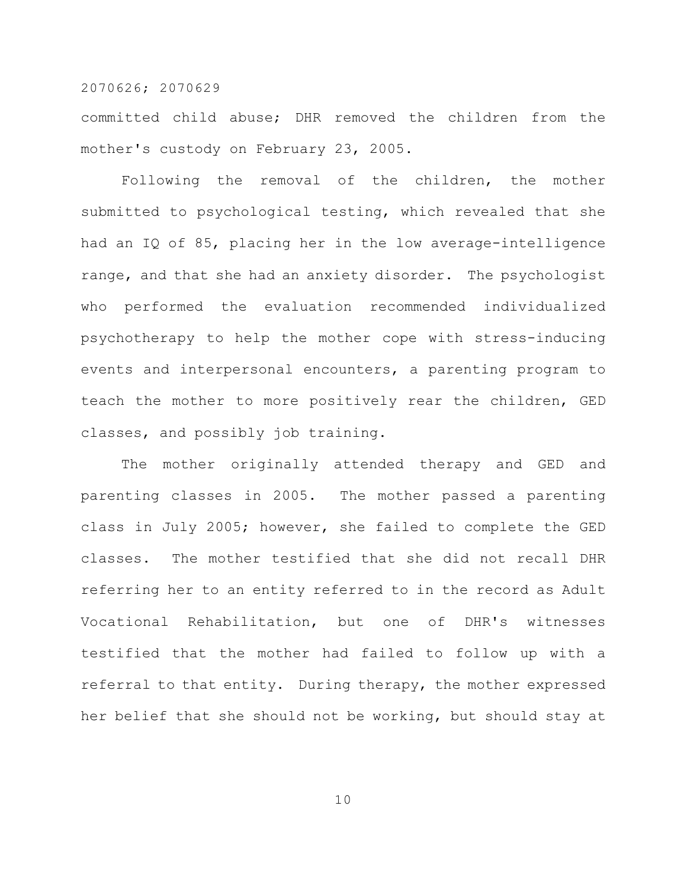committed child abuse; DHR removed the children from the mother's custody on February 23, 2005.

Following the removal of the children, the mother submitted to psychological testing, which revealed that she had an IQ of 85, placing her in the low average-intelligence range, and that she had an anxiety disorder. The psychologist who performed the evaluation recommended individualized psychotherapy to help the mother cope with stress-inducing events and interpersonal encounters, a parenting program to teach the mother to more positively rear the children, GED classes, and possibly job training.

The mother originally attended therapy and GED and parenting classes in 2005. The mother passed a parenting class in July 2005; however, she failed to complete the GED classes. The mother testified that she did not recall DHR referring her to an entity referred to in the record as Adult Vocational Rehabilitation, but one of DHR's witnesses testified that the mother had failed to follow up with a referral to that entity. During therapy, the mother expressed her belief that she should not be working, but should stay at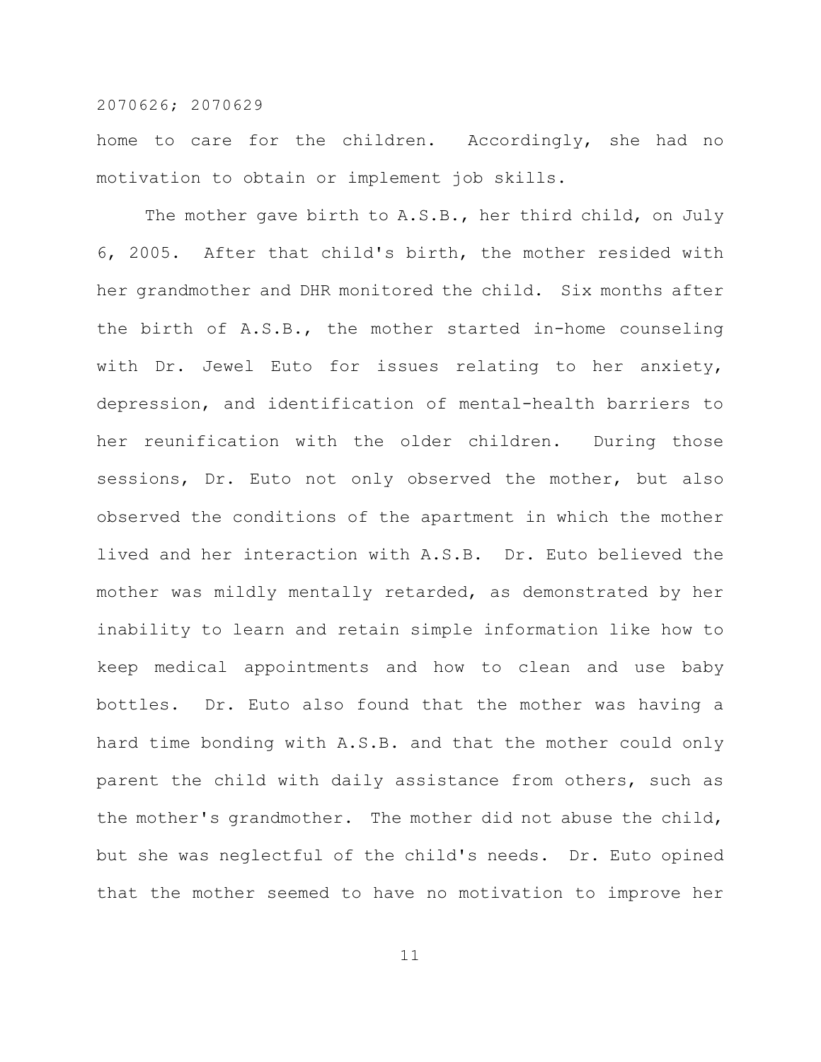home to care for the children. Accordingly, she had no motivation to obtain or implement job skills.

The mother gave birth to A.S.B., her third child, on July 6, 2005. After that child's birth, the mother resided with her grandmother and DHR monitored the child. Six months after the birth of A.S.B., the mother started in-home counseling with Dr. Jewel Euto for issues relating to her anxiety, depression, and identification of mental-health barriers to her reunification with the older children. During those sessions, Dr. Euto not only observed the mother, but also observed the conditions of the apartment in which the mother lived and her interaction with A.S.B. Dr. Euto believed the mother was mildly mentally retarded, as demonstrated by her inability to learn and retain simple information like how to keep medical appointments and how to clean and use baby bottles. Dr. Euto also found that the mother was having a hard time bonding with A.S.B. and that the mother could only parent the child with daily assistance from others, such as the mother's grandmother. The mother did not abuse the child, but she was neglectful of the child's needs. Dr. Euto opined that the mother seemed to have no motivation to improve her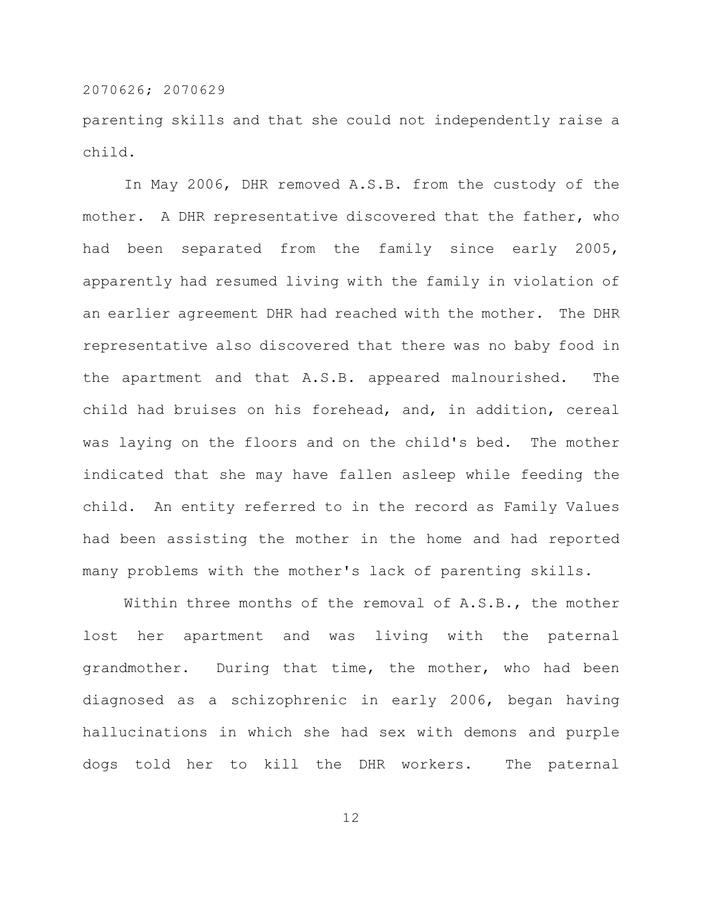parenting skills and that she could not independently raise a child.

In May 2006, DHR removed A.S.B. from the custody of the mother. A DHR representative discovered that the father, who had been separated from the family since early 2005, apparently had resumed living with the family in violation of an earlier agreement DHR had reached with the mother. The DHR representative also discovered that there was no baby food in the apartment and that A.S.B. appeared malnourished. The child had bruises on his forehead, and, in addition, cereal was laying on the floors and on the child's bed. The mother indicated that she may have fallen asleep while feeding the child. An entity referred to in the record as Family Values had been assisting the mother in the home and had reported many problems with the mother's lack of parenting skills.

Within three months of the removal of A.S.B., the mother lost her apartment and was living with the paternal grandmother. During that time, the mother, who had been diagnosed as a schizophrenic in early 2006, began having hallucinations in which she had sex with demons and purple dogs told her to kill the DHR workers. The paternal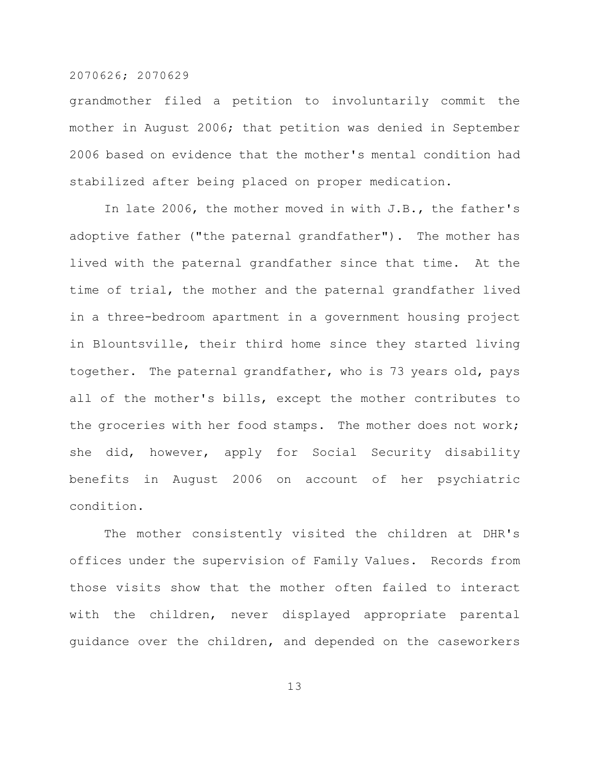grandmother filed a petition to involuntarily commit the mother in August 2006; that petition was denied in September 2006 based on evidence that the mother's mental condition had stabilized after being placed on proper medication.

In late 2006, the mother moved in with J.B., the father's adoptive father ("the paternal grandfather"). The mother has lived with the paternal grandfather since that time. At the time of trial, the mother and the paternal grandfather lived in a three-bedroom apartment in a government housing project in Blountsville, their third home since they started living together. The paternal grandfather, who is 73 years old, pays all of the mother's bills, except the mother contributes to the groceries with her food stamps. The mother does not work; she did, however, apply for Social Security disability benefits in August 2006 on account of her psychiatric condition.

The mother consistently visited the children at DHR's offices under the supervision of Family Values. Records from those visits show that the mother often failed to interact with the children, never displayed appropriate parental guidance over the children, and depended on the caseworkers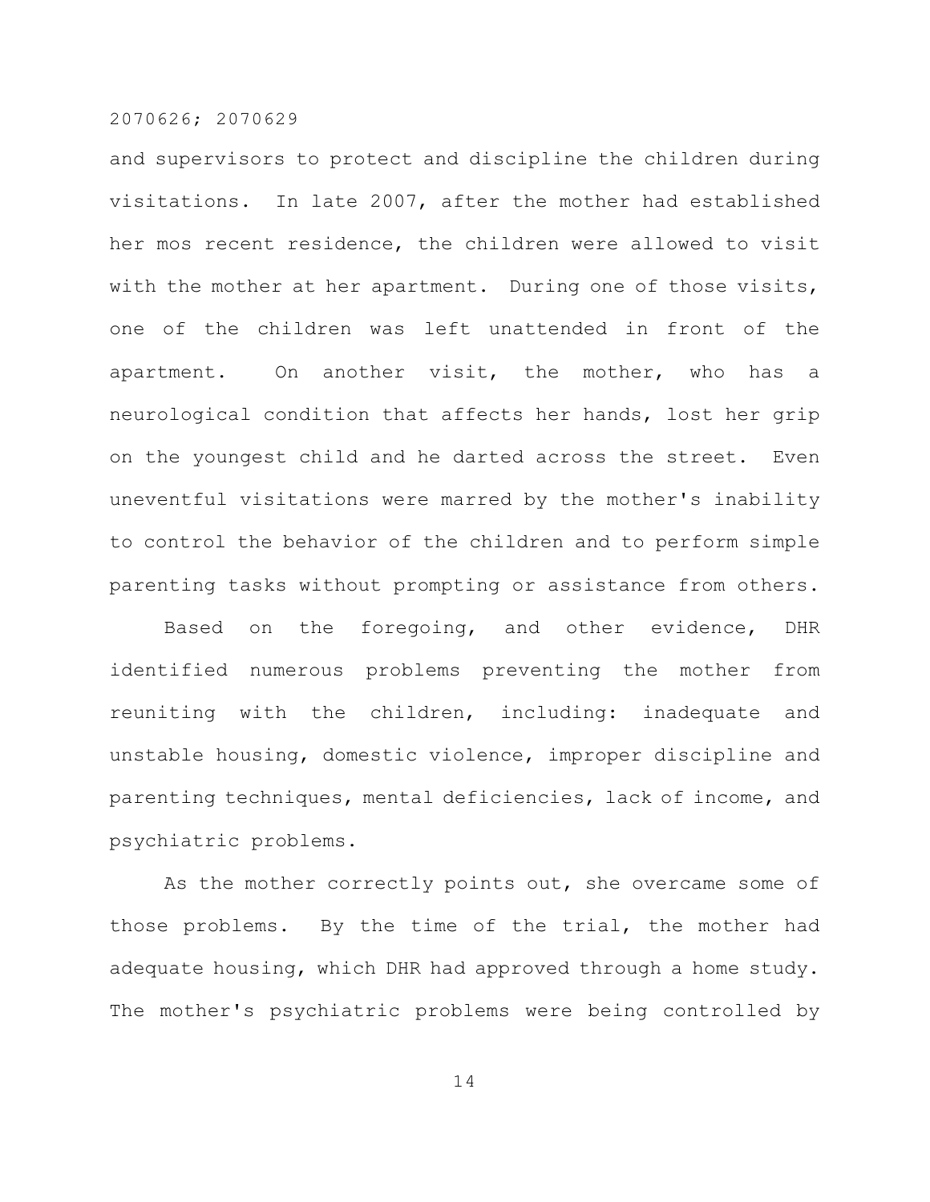and supervisors to protect and discipline the children during visitations. In late 2007, after the mother had established her mos recent residence, the children were allowed to visit with the mother at her apartment. During one of those visits, one of the children was left unattended in front of the apartment. On another visit, the mother, who has a neurological condition that affects her hands, lost her grip on the youngest child and he darted across the street. Even uneventful visitations were marred by the mother's inability to control the behavior of the children and to perform simple parenting tasks without prompting or assistance from others.

Based on the foregoing, and other evidence, DHR identified numerous problems preventing the mother from reuniting with the children, including: inadequate and unstable housing, domestic violence, improper discipline and parenting techniques, mental deficiencies, lack of income, and psychiatric problems.

As the mother correctly points out, she overcame some of those problems. By the time of the trial, the mother had adequate housing, which DHR had approved through a home study. The mother's psychiatric problems were being controlled by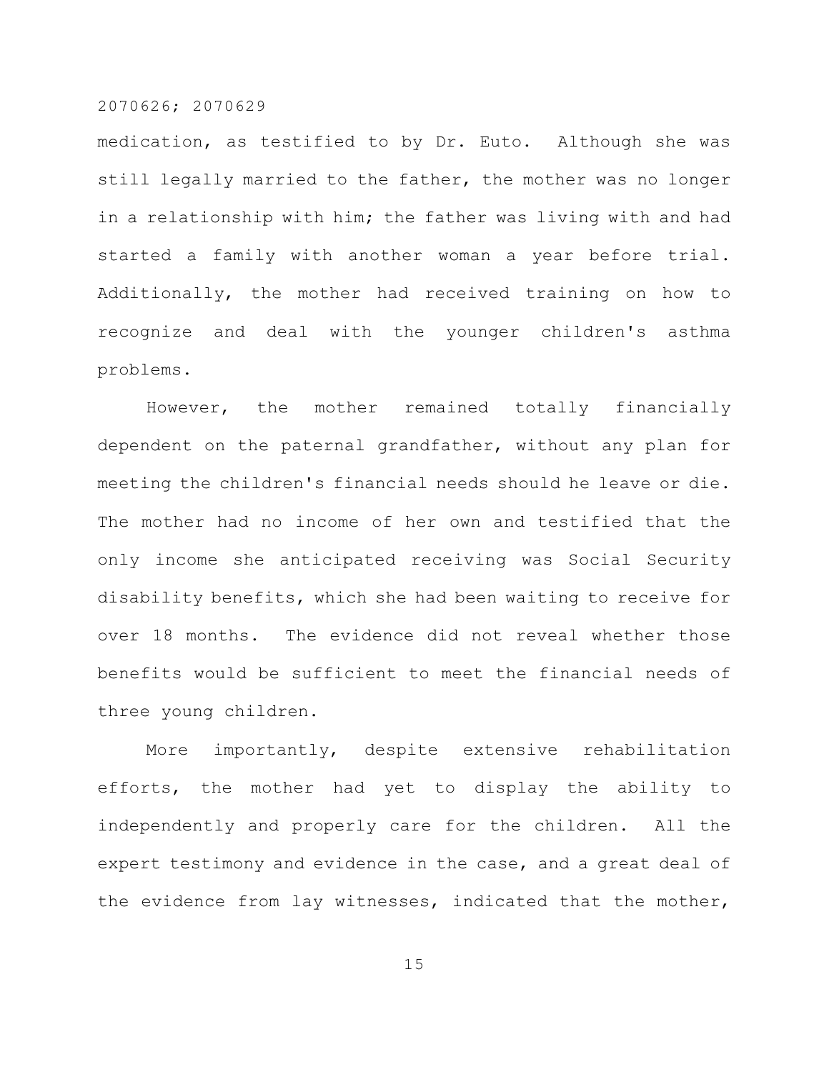medication, as testified to by Dr. Euto. Although she was still legally married to the father, the mother was no longer in a relationship with him; the father was living with and had started a family with another woman a year before trial. Additionally, the mother had received training on how to recognize and deal with the younger children's asthma problems.

However, the mother remained totally financially dependent on the paternal grandfather, without any plan for meeting the children's financial needs should he leave or die. The mother had no income of her own and testified that the only income she anticipated receiving was Social Security disability benefits, which she had been waiting to receive for over 18 months. The evidence did not reveal whether those benefits would be sufficient to meet the financial needs of three young children.

More importantly, despite extensive rehabilitation efforts, the mother had yet to display the ability to independently and properly care for the children. All the expert testimony and evidence in the case, and a great deal of the evidence from lay witnesses, indicated that the mother,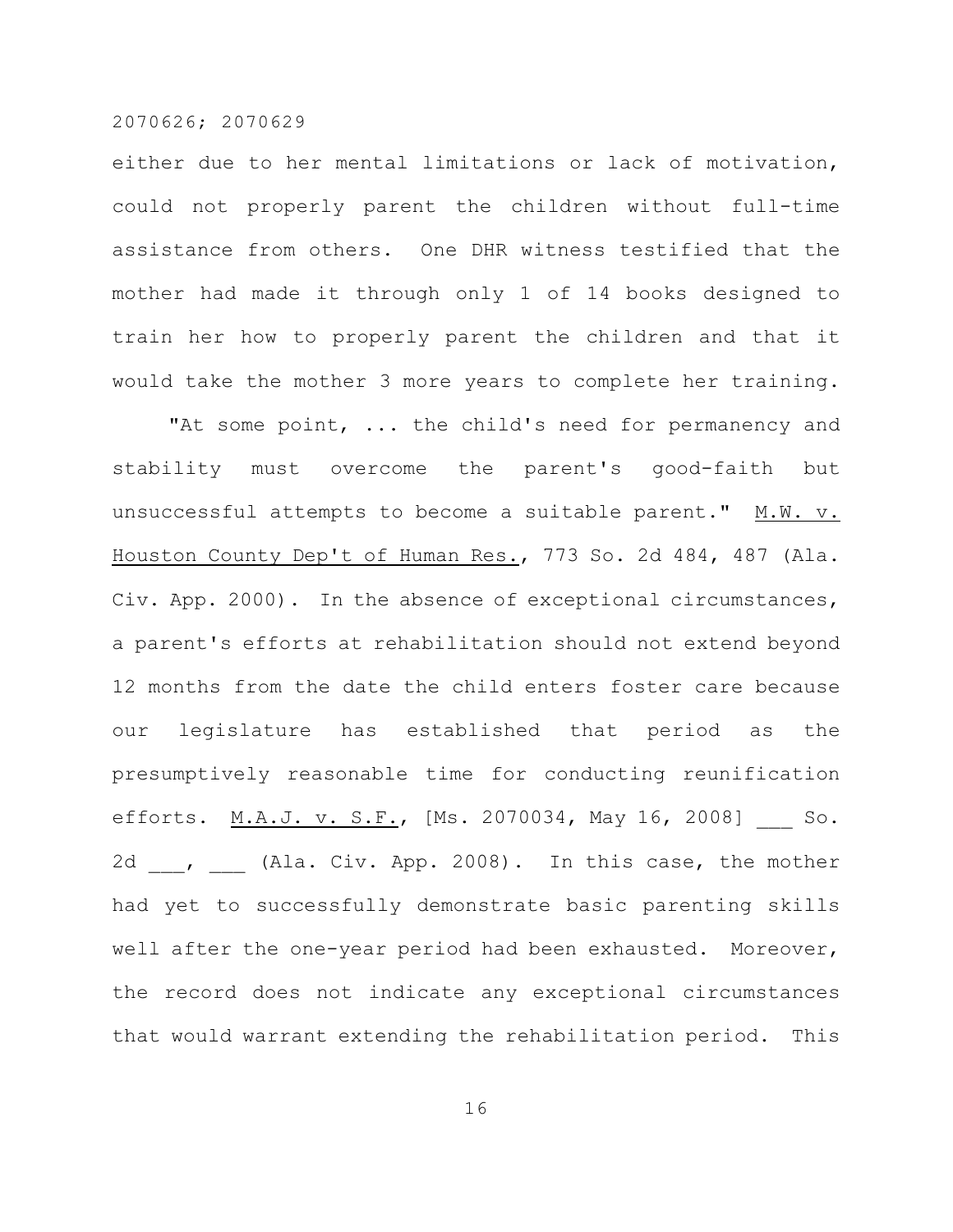either due to her mental limitations or lack of motivation, could not properly parent the children without full-time assistance from others. One DHR witness testified that the mother had made it through only 1 of 14 books designed to train her how to properly parent the children and that it would take the mother 3 more years to complete her training.

"At some point, ... the child's need for permanency and stability must overcome the parent's good-faith but unsuccessful attempts to become a suitable parent." M.W. v. Houston County Dep't of Human Res., 773 So. 2d 484, 487 (Ala. Civ. App. 2000). In the absence of exceptional circumstances, a parent's efforts at rehabilitation should not extend beyond 12 months from the date the child enters foster care because our legislature has established that period as the presumptively reasonable time for conducting reunification efforts. M.A.J. v. S.F., [Ms. 2070034, May 16, 2008] ___ So. 2d ___, ___ (Ala. Civ. App. 2008). In this case, the mother had yet to successfully demonstrate basic parenting skills well after the one-year period had been exhausted. Moreover, the record does not indicate any exceptional circumstances that would warrant extending the rehabilitation period. This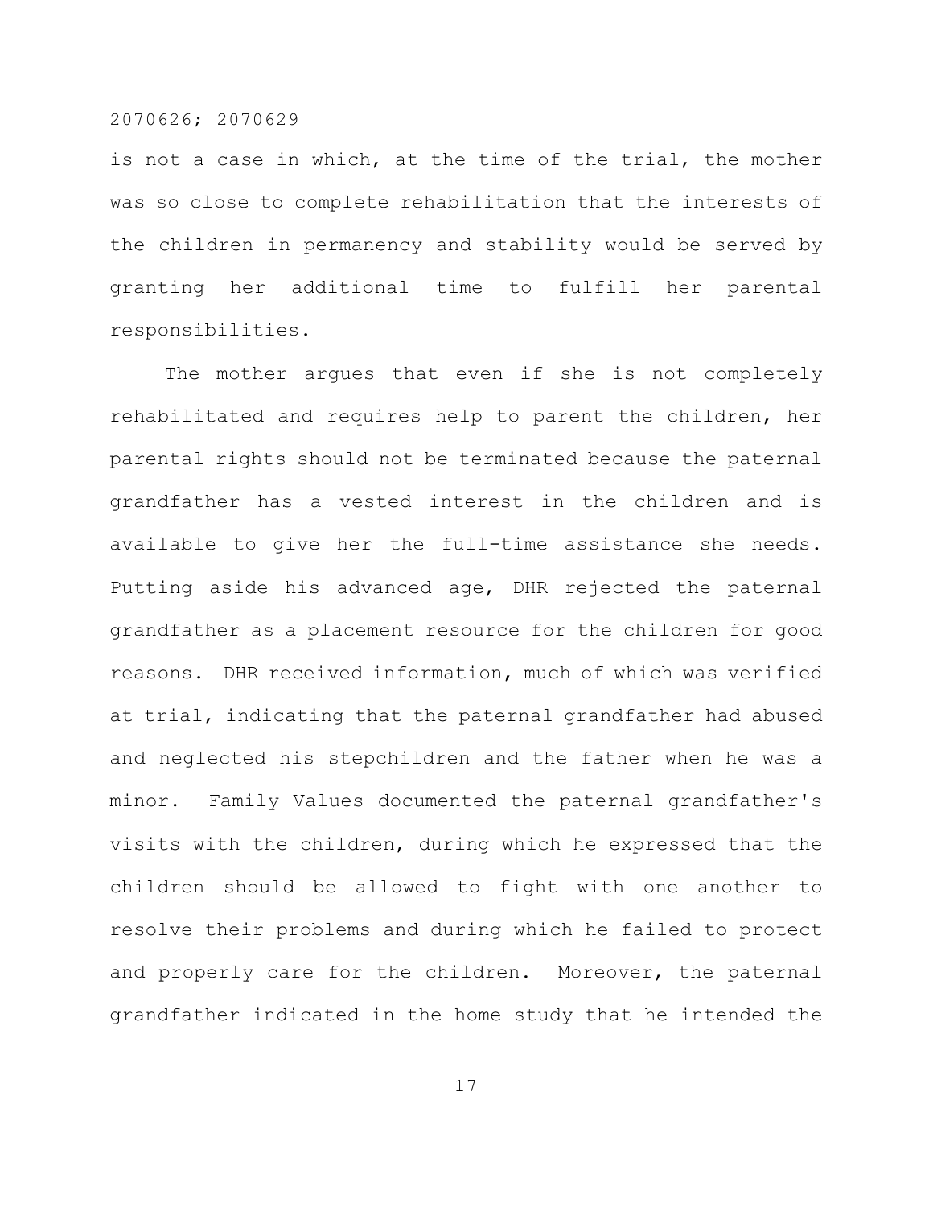is not a case in which, at the time of the trial, the mother was so close to complete rehabilitation that the interests of the children in permanency and stability would be served by granting her additional time to fulfill her parental responsibilities.

The mother argues that even if she is not completely rehabilitated and requires help to parent the children, her parental rights should not be terminated because the paternal grandfather has a vested interest in the children and is available to give her the full-time assistance she needs. Putting aside his advanced age, DHR rejected the paternal grandfather as a placement resource for the children for good reasons. DHR received information, much of which was verified at trial, indicating that the paternal grandfather had abused and neglected his stepchildren and the father when he was a minor. Family Values documented the paternal grandfather's visits with the children, during which he expressed that the children should be allowed to fight with one another to resolve their problems and during which he failed to protect and properly care for the children. Moreover, the paternal grandfather indicated in the home study that he intended the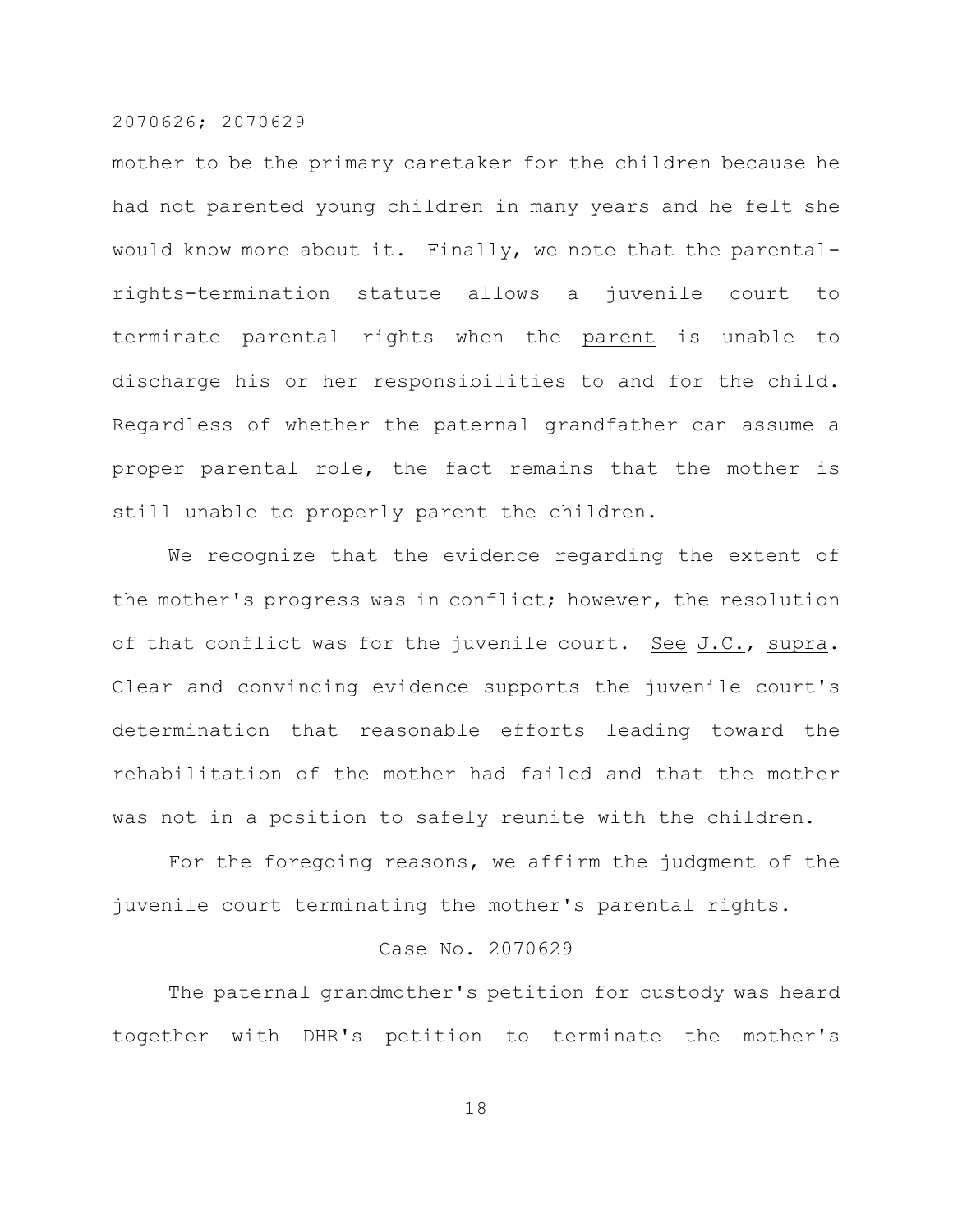mother to be the primary caretaker for the children because he had not parented young children in many years and he felt she would know more about it. Finally, we note that the parental-rights-termination statute allows a juvenile court to terminate parental rights when the <u>parent</u> is unable to discharge his or her responsibilities to and for the child. Regardless of whether the paternal grandfather can assume a proper parental role, the fact remains that the mother is still unable to properly parent the children.

We recognize that the evidence regarding the extent of the mother's progress was in conflict; however, the resolution of that conflict was for the juvenile court. <u>See</u> <u>J.C.</u>, <u>supra</u>. Clear and convincing evidence supports the juvenile court's determination that reasonable efforts leading toward the rehabilitation of the mother had failed and that the mother was not in a position to safely reunite with the children.

For the foregoing reasons, we affirm the judgment of the juvenile court terminating the mother's parental rights.

<u>Case No. 2070629</u>

The paternal grandmother's petition for custody was heard together with DHR's petition to terminate the mother's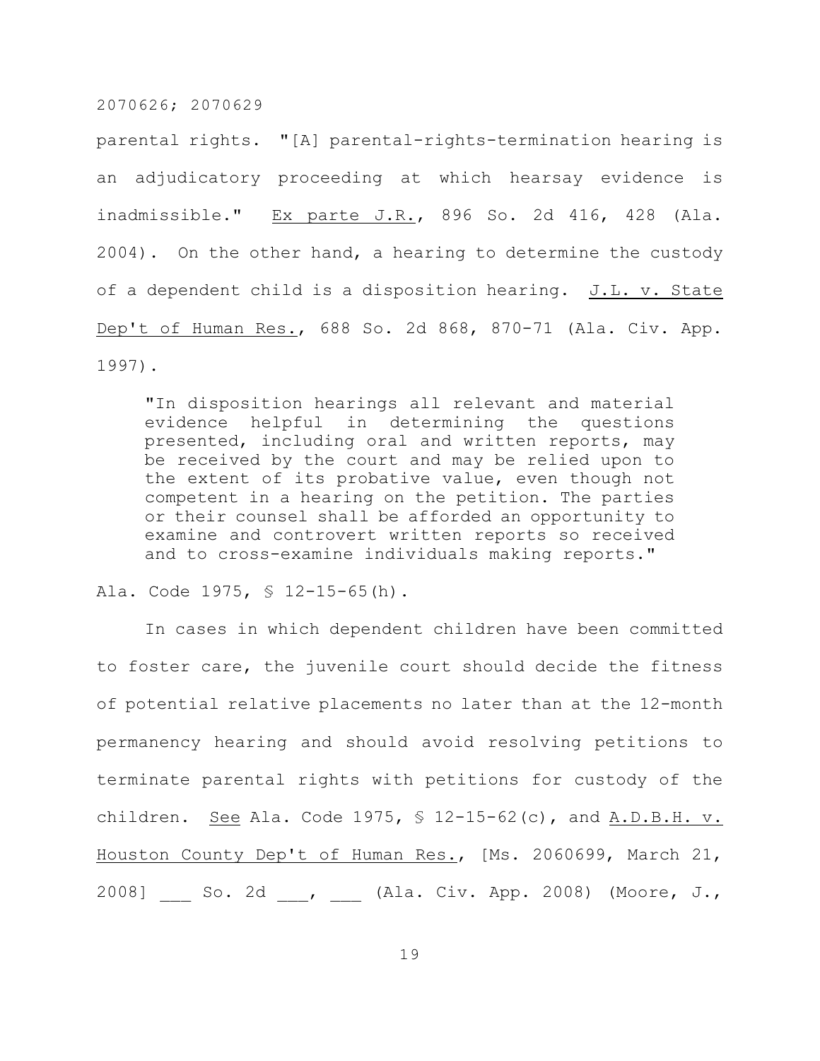parental rights. "[A] parental-rights-termination hearing is an adjudicatory proceeding at which hearsay evidence is inadmissible." Ex parte J.R., 896 So. 2d 416, 428 (Ala. 2004). On the other hand, a hearing to determine the custody of a dependent child is a disposition hearing. J.L. v. State Dep't of Human Res., 688 So. 2d 868, 870-71 (Ala. Civ. App. 1997).

> "In disposition hearings all relevant and material evidence helpful in determining the questions presented, including oral and written reports, may be received by the court and may be relied upon to the extent of its probative value, even though not competent in a hearing on the petition. The parties or their counsel shall be afforded an opportunity to examine and controvert written reports so received and to cross-examine individuals making reports."

Ala. Code 1975, § 12-15-65(h).

In cases in which dependent children have been committed to foster care, the juvenile court should decide the fitness of potential relative placements no later than at the 12-month permanency hearing and should avoid resolving petitions to terminate parental rights with petitions for custody of the children. See Ala. Code 1975, § 12-15-62(c), and A.D.B.H. v. Houston County Dep't of Human Res., [Ms. 2060699, March 21, 2008] ___ So. 2d ___, ___ (Ala. Civ. App. 2008) (Moore, J.,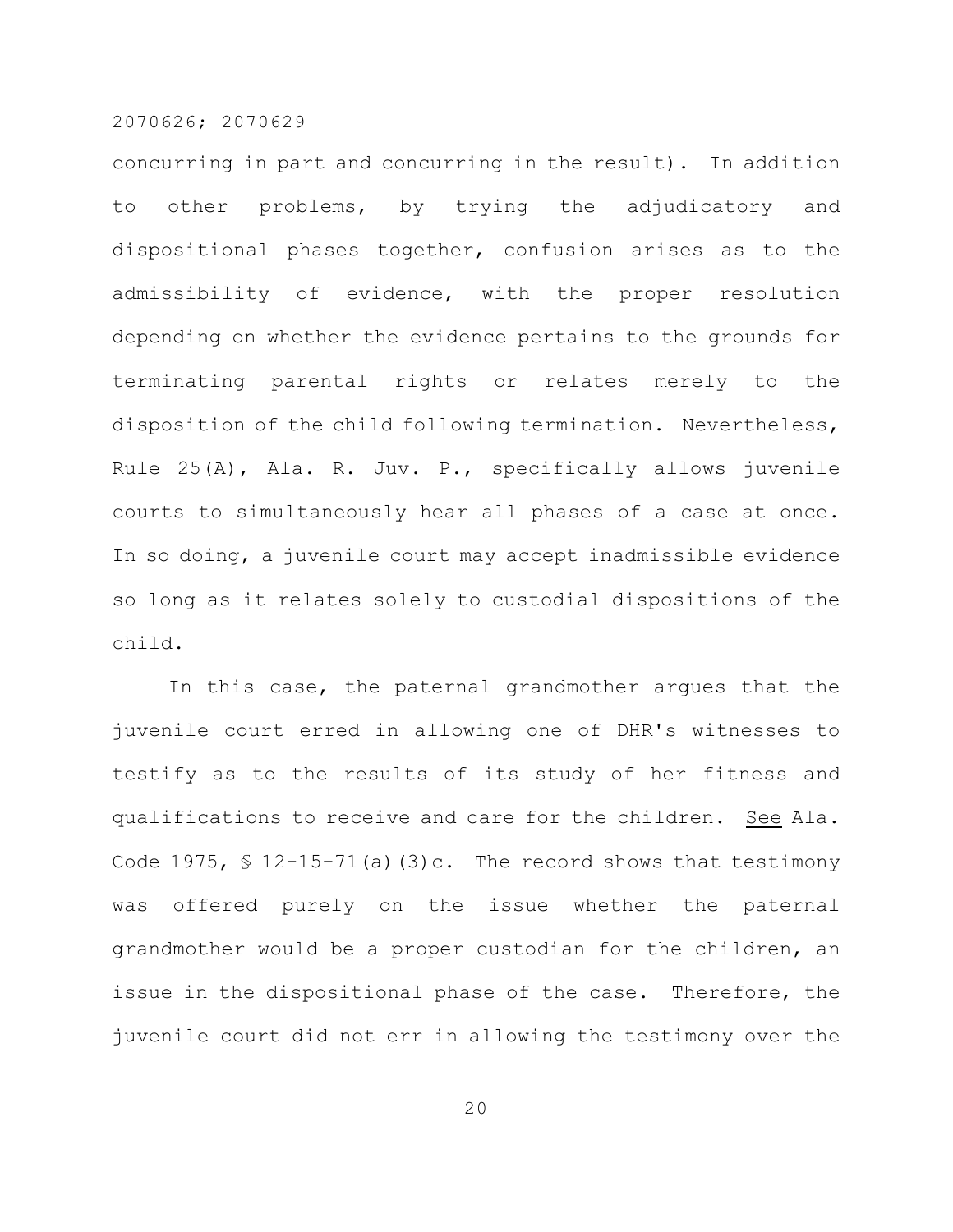concurring in part and concurring in the result). In addition to other problems, by trying the adjudicatory and dispositional phases together, confusion arises as to the admissibility of evidence, with the proper resolution depending on whether the evidence pertains to the grounds for terminating parental rights or relates merely to the disposition of the child following termination. Nevertheless, Rule 25(A), Ala. R. Juv. P., specifically allows juvenile courts to simultaneously hear all phases of a case at once. In so doing, a juvenile court may accept inadmissible evidence so long as it relates solely to custodial dispositions of the child.

In this case, the paternal grandmother argues that the juvenile court erred in allowing one of DHR's witnesses to testify as to the results of its study of her fitness and qualifications to receive and care for the children. See Ala. Code 1975, § 12-15-71(a)(3)c. The record shows that testimony was offered purely on the issue whether the paternal grandmother would be a proper custodian for the children, an issue in the dispositional phase of the case. Therefore, the juvenile court did not err in allowing the testimony over the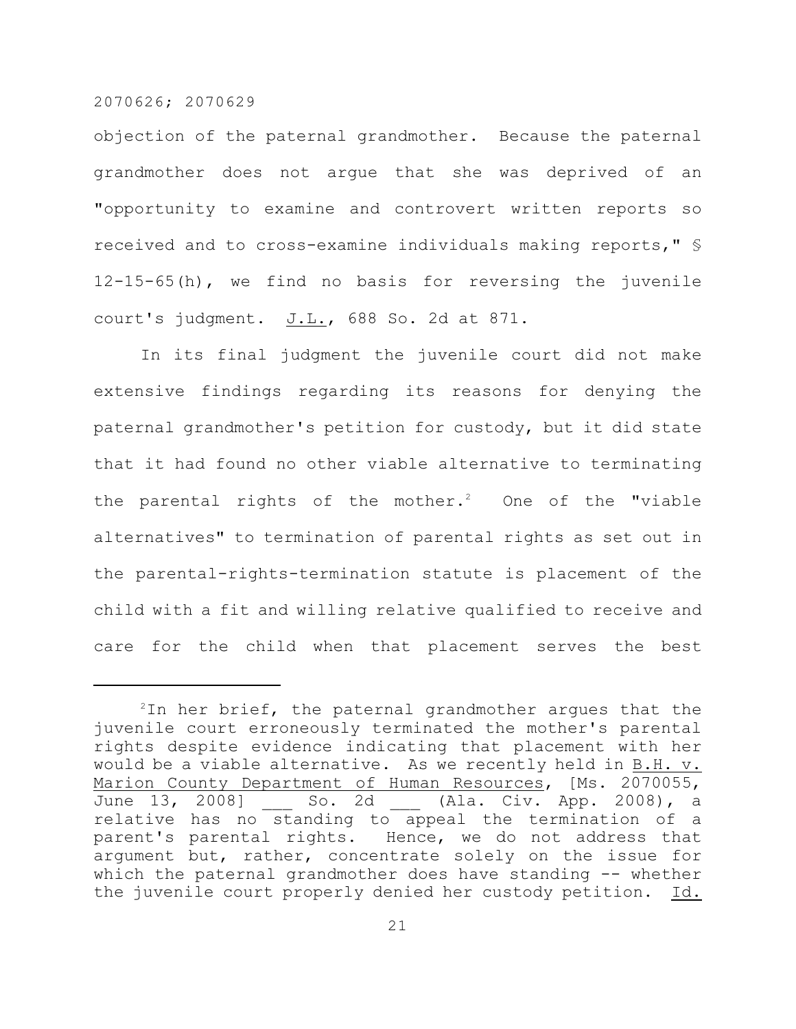objection of the paternal grandmother. Because the paternal grandmother does not argue that she was deprived of an "opportunity to examine and controvert written reports so received and to cross-examine individuals making reports," § 12-15-65(h), we find no basis for reversing the juvenile court's judgment. J.L., 688 So. 2d at 871.

In its final judgment the juvenile court did not make extensive findings regarding its reasons for denying the paternal grandmother's petition for custody, but it did state that it had found no other viable alternative to terminating the parental rights of the mother.[2] One of the "viable alternatives" to termination of parental rights as set out in the parental-rights-termination statute is placement of the child with a fit and willing relative qualified to receive and care for the child when that placement serves the best

---

[2] In her brief, the paternal grandmother argues that the juvenile court erroneously terminated the mother's parental rights despite evidence indicating that placement with her would be a viable alternative. As we recently held in B.H. v. Marion County Department of Human Resources, [Ms. 2070055, June 13, 2008] ___ So. 2d ___ (Ala. Civ. App. 2008), a relative has no standing to appeal the termination of a parent's parental rights. Hence, we do not address that argument but, rather, concentrate solely on the issue for which the paternal grandmother does have standing -- whether the juvenile court properly denied her custody petition. Id.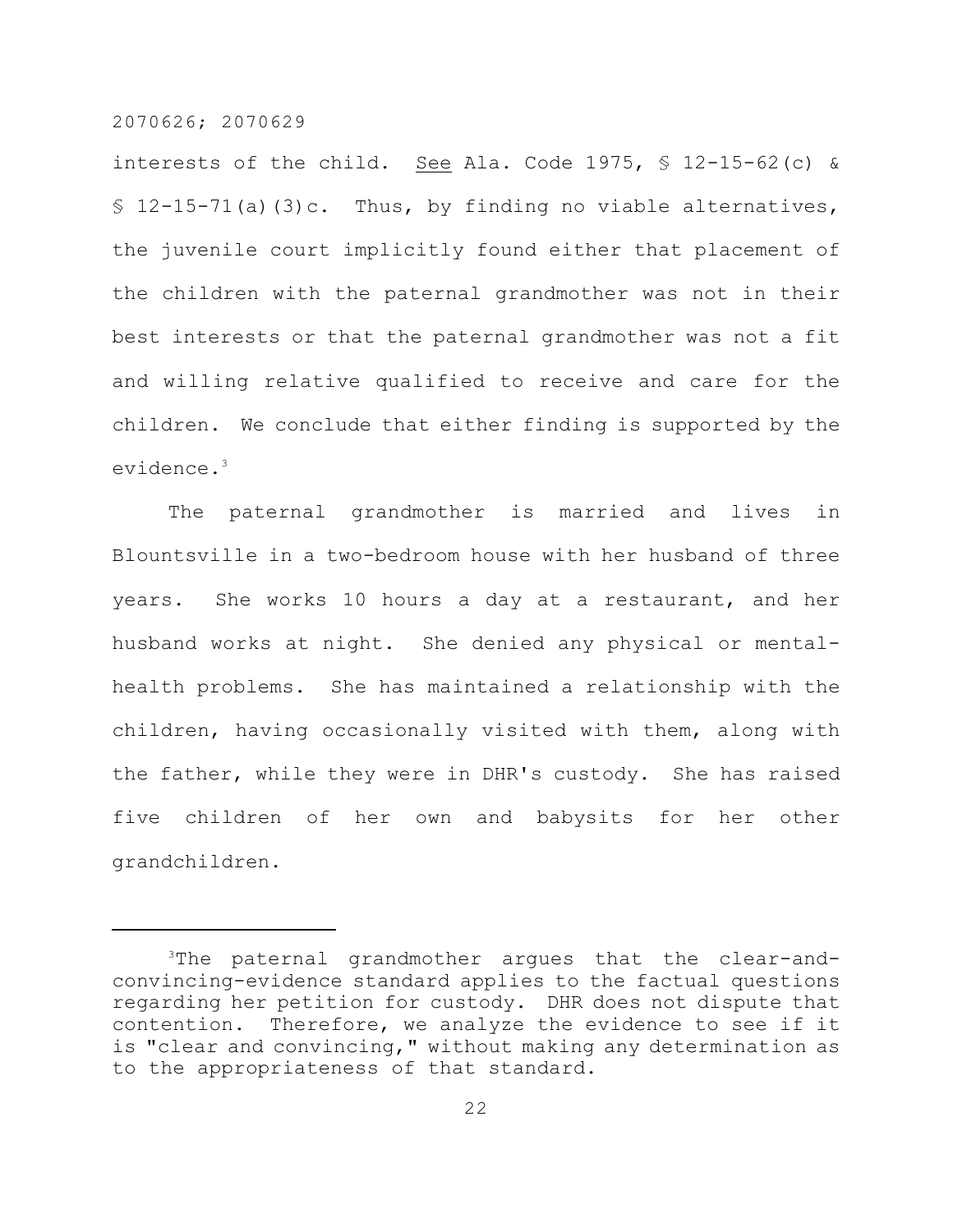interests of the child. See Ala. Code 1975, § 12-15-62(c) & § 12-15-71(a)(3)c. Thus, by finding no viable alternatives, the juvenile court implicitly found either that placement of the children with the paternal grandmother was not in their best interests or that the paternal grandmother was not a fit and willing relative qualified to receive and care for the children. We conclude that either finding is supported by the evidence.[3]

The paternal grandmother is married and lives in Blountsville in a two-bedroom house with her husband of three years. She works 10 hours a day at a restaurant, and her husband works at night. She denied any physical or mental-health problems. She has maintained a relationship with the children, having occasionally visited with them, along with the father, while they were in DHR's custody. She has raised five children of her own and babysits for her other grandchildren.

---

[3]The paternal grandmother argues that the clear-and-convincing-evidence standard applies to the factual questions regarding her petition for custody. DHR does not dispute that contention. Therefore, we analyze the evidence to see if it is "clear and convincing," without making any determination as to the appropriateness of that standard.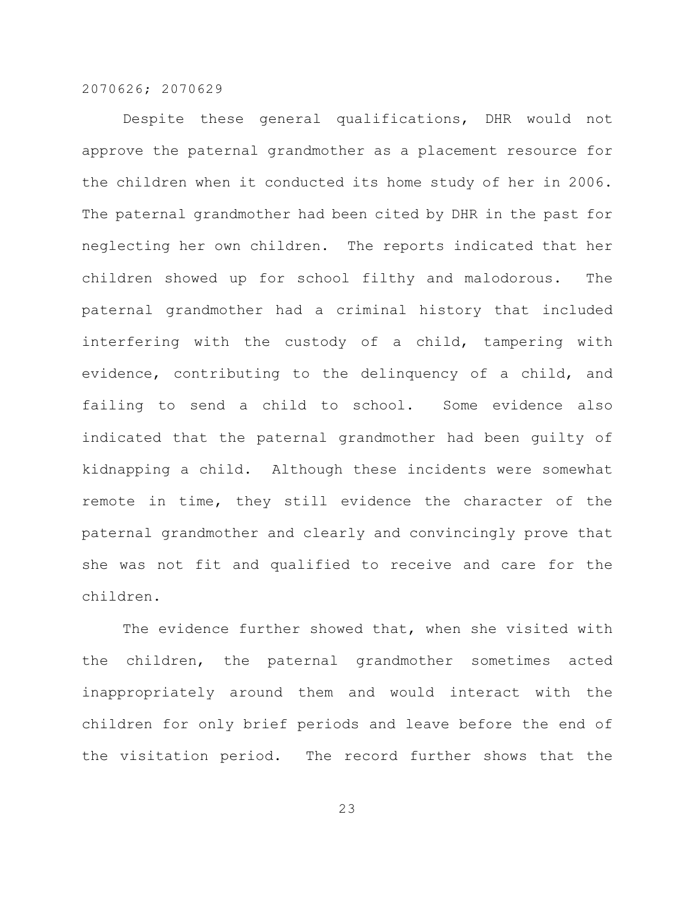Despite these general qualifications, DHR would not approve the paternal grandmother as a placement resource for the children when it conducted its home study of her in 2006. The paternal grandmother had been cited by DHR in the past for neglecting her own children. The reports indicated that her children showed up for school filthy and malodorous. The paternal grandmother had a criminal history that included interfering with the custody of a child, tampering with evidence, contributing to the delinquency of a child, and failing to send a child to school. Some evidence also indicated that the paternal grandmother had been guilty of kidnapping a child. Although these incidents were somewhat remote in time, they still evidence the character of the paternal grandmother and clearly and convincingly prove that she was not fit and qualified to receive and care for the children.

The evidence further showed that, when she visited with the children, the paternal grandmother sometimes acted inappropriately around them and would interact with the children for only brief periods and leave before the end of the visitation period. The record further shows that the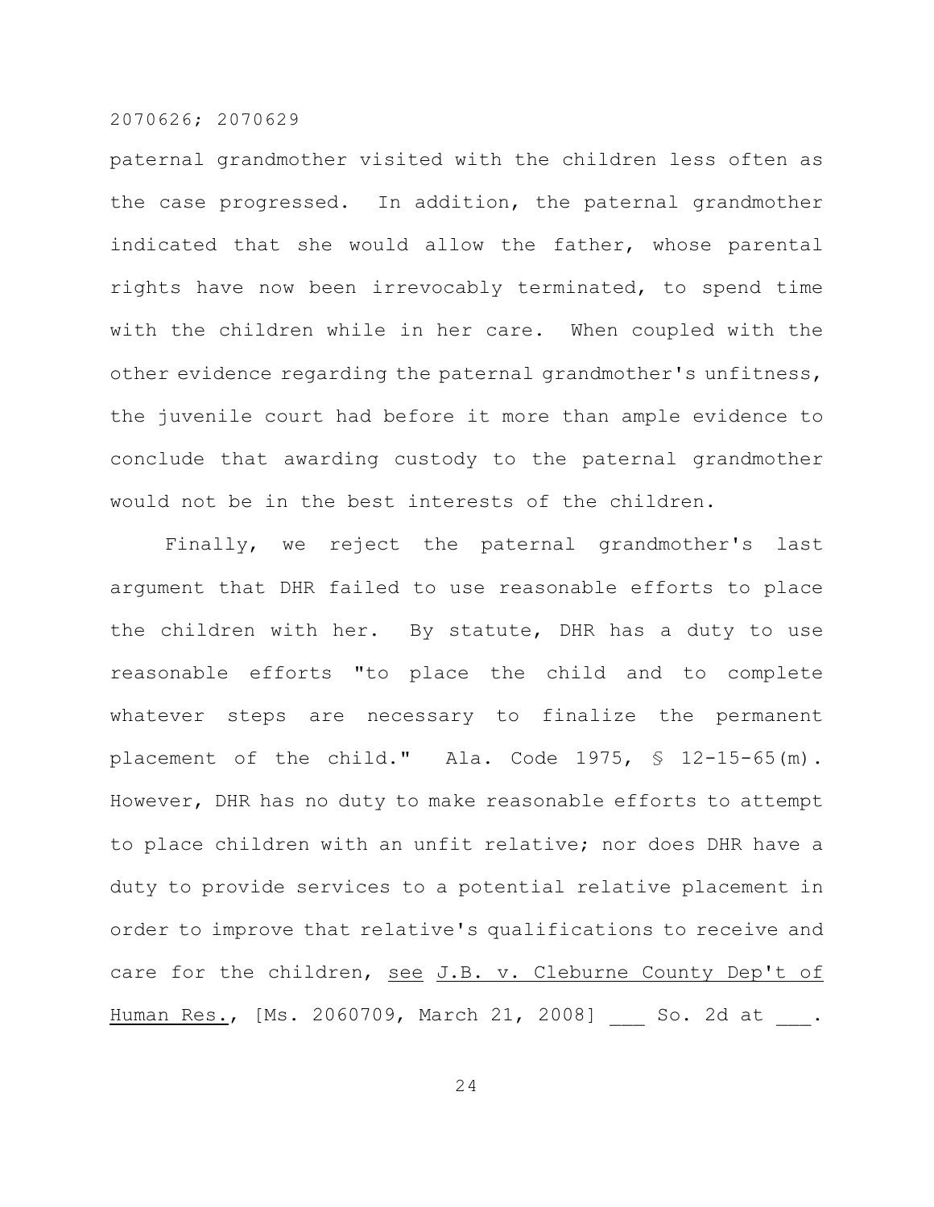paternal grandmother visited with the children less often as the case progressed. In addition, the paternal grandmother indicated that she would allow the father, whose parental rights have now been irrevocably terminated, to spend time with the children while in her care. When coupled with the other evidence regarding the paternal grandmother's unfitness, the juvenile court had before it more than ample evidence to conclude that awarding custody to the paternal grandmother would not be in the best interests of the children.

Finally, we reject the paternal grandmother's last argument that DHR failed to use reasonable efforts to place the children with her. By statute, DHR has a duty to use reasonable efforts "to place the child and to complete whatever steps are necessary to finalize the permanent placement of the child." Ala. Code 1975, § 12-15-65(m). However, DHR has no duty to make reasonable efforts to attempt to place children with an unfit relative; nor does DHR have a duty to provide services to a potential relative placement in order to improve that relative's qualifications to receive and care for the children, see J.B. v. Cleburne County Dep't of Human Res., [Ms. 2060709, March 21, 2008] ___ So. 2d at ___.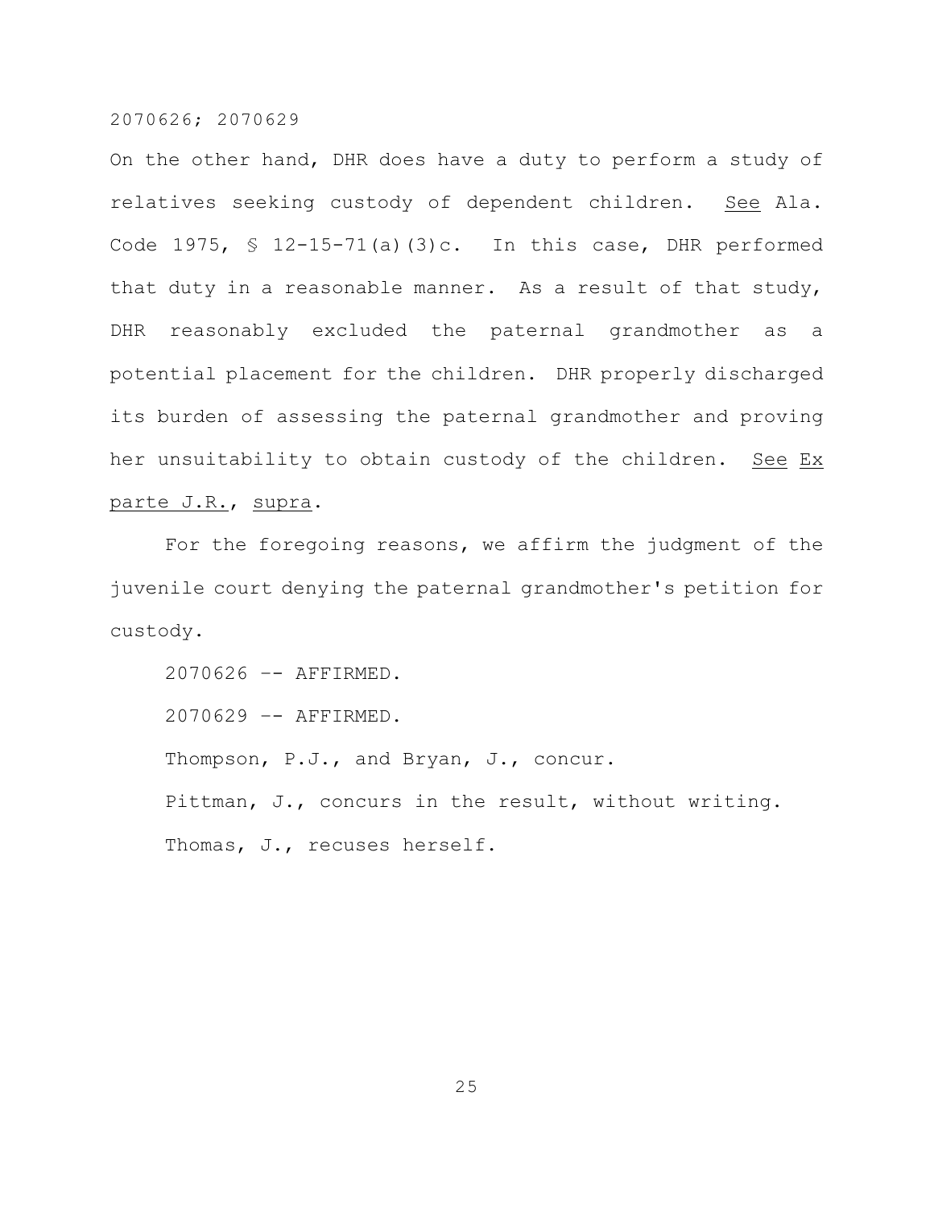On the other hand, DHR does have a duty to perform a study of relatives seeking custody of dependent children. _See_ Ala. Code 1975, § 12-15-71(a)(3)c. In this case, DHR performed that duty in a reasonable manner. As a result of that study, DHR reasonably excluded the paternal grandmother as a potential placement for the children. DHR properly discharged its burden of assessing the paternal grandmother and proving her unsuitability to obtain custody of the children. _See_ _Ex parte J.R._, _supra_.

For the foregoing reasons, we affirm the judgment of the juvenile court denying the paternal grandmother's petition for custody.

2070626 -- AFFIRMED.

2070629 -- AFFIRMED.

Thompson, P.J., and Bryan, J., concur.

Pittman, J., concurs in the result, without writing.

Thomas, J., recuses herself.